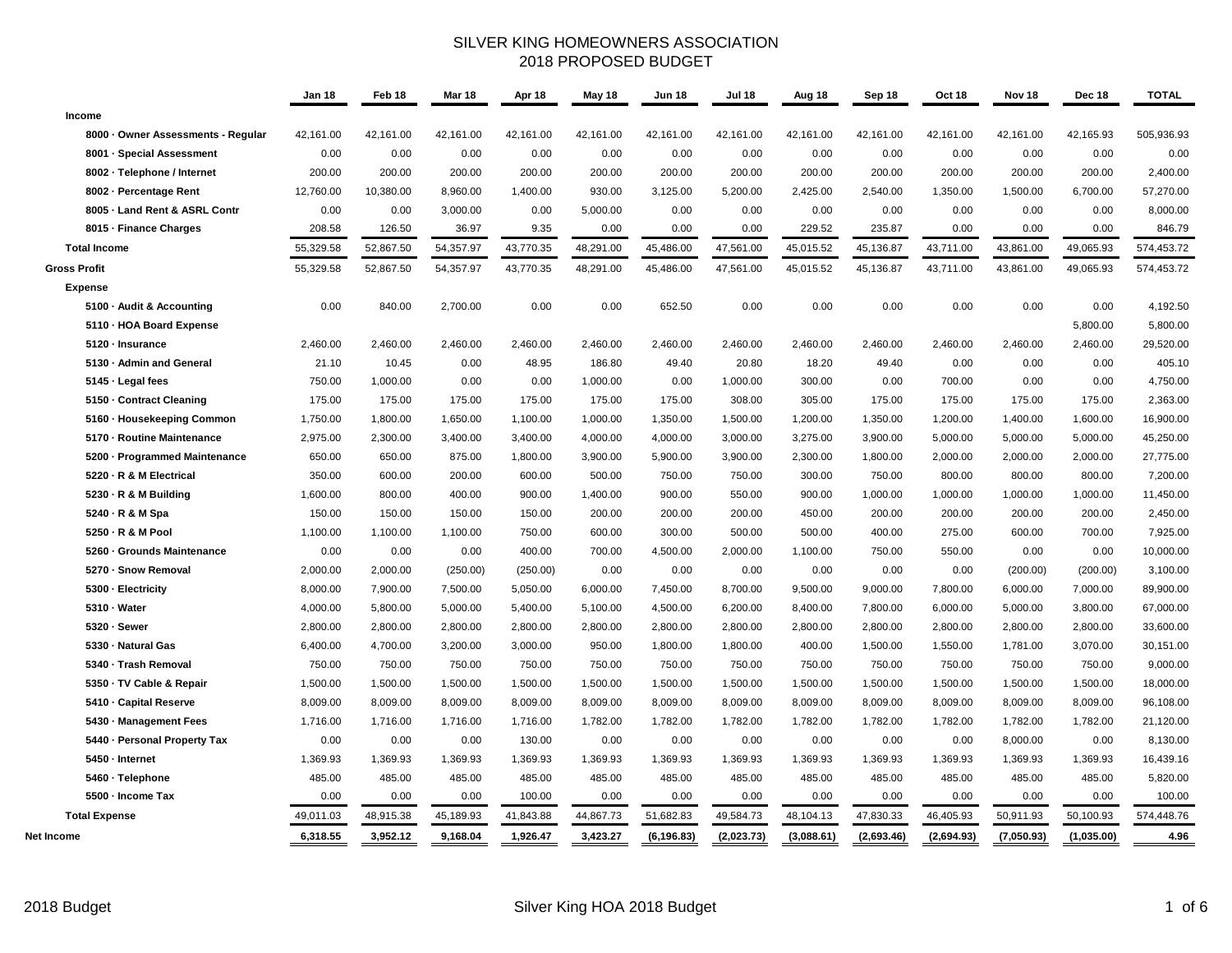# SILVER KING HOMEOWNERS ASSOCIATION
## 2018 PROPOSED BUDGET

| | Jan 18 | Feb 18 | Mar 18 | Apr 18 | May 18 | Jun 18 | Jul 18 | Aug 18 | Sep 18 | Oct 18 | Nov 18 | Dec 18 | TOTAL |
|---|---|---|---|---|---|---|---|---|---|---|---|---|---|
| **Income** | | | | | | | | | | | | | |
| **8000 · Owner Assessments - Regular** | 42,161.00 | 42,161.00 | 42,161.00 | 42,161.00 | 42,161.00 | 42,161.00 | 42,161.00 | 42,161.00 | 42,161.00 | 42,161.00 | 42,161.00 | 42,165.93 | 505,936.93 |
| **8001 · Special Assessment** | 0.00 | 0.00 | 0.00 | 0.00 | 0.00 | 0.00 | 0.00 | 0.00 | 0.00 | 0.00 | 0.00 | 0.00 | 0.00 |
| **8002 · Telephone / Internet** | 200.00 | 200.00 | 200.00 | 200.00 | 200.00 | 200.00 | 200.00 | 200.00 | 200.00 | 200.00 | 200.00 | 200.00 | 2,400.00 |
| **8002 · Percentage Rent** | 12,760.00 | 10,380.00 | 8,960.00 | 1,400.00 | 930.00 | 3,125.00 | 5,200.00 | 2,425.00 | 2,540.00 | 1,350.00 | 1,500.00 | 6,700.00 | 57,270.00 |
| **8005 · Land Rent & ASRL Contr** | 0.00 | 0.00 | 3,000.00 | 0.00 | 5,000.00 | 0.00 | 0.00 | 0.00 | 0.00 | 0.00 | 0.00 | 0.00 | 8,000.00 |
| **8015 · Finance Charges** | 208.58 | 126.50 | 36.97 | 9.35 | 0.00 | 0.00 | 0.00 | 229.52 | 235.87 | 0.00 | 0.00 | 0.00 | 846.79 |
| **Total Income** | 55,329.58 | 52,867.50 | 54,357.97 | 43,770.35 | 48,291.00 | 45,486.00 | 47,561.00 | 45,015.52 | 45,136.87 | 43,711.00 | 43,861.00 | 49,065.93 | 574,453.72 |
| **Gross Profit** | 55,329.58 | 52,867.50 | 54,357.97 | 43,770.35 | 48,291.00 | 45,486.00 | 47,561.00 | 45,015.52 | 45,136.87 | 43,711.00 | 43,861.00 | 49,065.93 | 574,453.72 |
| **Expense** | | | | | | | | | | | | | |
| **5100 · Audit & Accounting** | 0.00 | 840.00 | 2,700.00 | 0.00 | 0.00 | 652.50 | 0.00 | 0.00 | 0.00 | 0.00 | 0.00 | 0.00 | 4,192.50 |
| **5110 · HOA Board Expense** | | | | | | | | | | | | 5,800.00 | 5,800.00 |
| **5120 · Insurance** | 2,460.00 | 2,460.00 | 2,460.00 | 2,460.00 | 2,460.00 | 2,460.00 | 2,460.00 | 2,460.00 | 2,460.00 | 2,460.00 | 2,460.00 | 2,460.00 | 29,520.00 |
| **5130 · Admin and General** | 21.10 | 10.45 | 0.00 | 48.95 | 186.80 | 49.40 | 20.80 | 18.20 | 49.40 | 0.00 | 0.00 | 0.00 | 405.10 |
| **5145 · Legal fees** | 750.00 | 1,000.00 | 0.00 | 0.00 | 1,000.00 | 0.00 | 1,000.00 | 300.00 | 0.00 | 700.00 | 0.00 | 0.00 | 4,750.00 |
| **5150 · Contract Cleaning** | 175.00 | 175.00 | 175.00 | 175.00 | 175.00 | 175.00 | 308.00 | 305.00 | 175.00 | 175.00 | 175.00 | 175.00 | 2,363.00 |
| **5160 · Housekeeping Common** | 1,750.00 | 1,800.00 | 1,650.00 | 1,100.00 | 1,000.00 | 1,350.00 | 1,500.00 | 1,200.00 | 1,350.00 | 1,200.00 | 1,400.00 | 1,600.00 | 16,900.00 |
| **5170 · Routine Maintenance** | 2,975.00 | 2,300.00 | 3,400.00 | 3,400.00 | 4,000.00 | 4,000.00 | 3,000.00 | 3,275.00 | 3,900.00 | 5,000.00 | 5,000.00 | 5,000.00 | 45,250.00 |
| **5200 · Programmed Maintenance** | 650.00 | 650.00 | 875.00 | 1,800.00 | 3,900.00 | 5,900.00 | 3,900.00 | 2,300.00 | 1,800.00 | 2,000.00 | 2,000.00 | 2,000.00 | 27,775.00 |
| **5220 · R & M Electrical** | 350.00 | 600.00 | 200.00 | 600.00 | 500.00 | 750.00 | 750.00 | 300.00 | 750.00 | 800.00 | 800.00 | 800.00 | 7,200.00 |
| **5230 · R & M Building** | 1,600.00 | 800.00 | 400.00 | 900.00 | 1,400.00 | 900.00 | 550.00 | 900.00 | 1,000.00 | 1,000.00 | 1,000.00 | 1,000.00 | 11,450.00 |
| **5240 · R & M Spa** | 150.00 | 150.00 | 150.00 | 150.00 | 200.00 | 200.00 | 200.00 | 450.00 | 200.00 | 200.00 | 200.00 | 200.00 | 2,450.00 |
| **5250 · R & M Pool** | 1,100.00 | 1,100.00 | 1,100.00 | 750.00 | 600.00 | 300.00 | 500.00 | 500.00 | 400.00 | 275.00 | 600.00 | 700.00 | 7,925.00 |
| **5260 · Grounds Maintenance** | 0.00 | 0.00 | 0.00 | 400.00 | 700.00 | 4,500.00 | 2,000.00 | 1,100.00 | 750.00 | 550.00 | 0.00 | 0.00 | 10,000.00 |
| **5270 · Snow Removal** | 2,000.00 | 2,000.00 | (250.00) | (250.00) | 0.00 | 0.00 | 0.00 | 0.00 | 0.00 | 0.00 | (200.00) | (200.00) | 3,100.00 |
| **5300 · Electricity** | 8,000.00 | 7,900.00 | 7,500.00 | 5,050.00 | 6,000.00 | 7,450.00 | 8,700.00 | 9,500.00 | 9,000.00 | 7,800.00 | 6,000.00 | 7,000.00 | 89,900.00 |
| **5310 · Water** | 4,000.00 | 5,800.00 | 5,000.00 | 5,400.00 | 5,100.00 | 4,500.00 | 6,200.00 | 8,400.00 | 7,800.00 | 6,000.00 | 5,000.00 | 3,800.00 | 67,000.00 |
| **5320 · Sewer** | 2,800.00 | 2,800.00 | 2,800.00 | 2,800.00 | 2,800.00 | 2,800.00 | 2,800.00 | 2,800.00 | 2,800.00 | 2,800.00 | 2,800.00 | 2,800.00 | 33,600.00 |
| **5330 · Natural Gas** | 6,400.00 | 4,700.00 | 3,200.00 | 3,000.00 | 950.00 | 1,800.00 | 1,800.00 | 400.00 | 1,500.00 | 1,550.00 | 1,781.00 | 3,070.00 | 30,151.00 |
| **5340 · Trash Removal** | 750.00 | 750.00 | 750.00 | 750.00 | 750.00 | 750.00 | 750.00 | 750.00 | 750.00 | 750.00 | 750.00 | 750.00 | 9,000.00 |
| **5350 · TV Cable & Repair** | 1,500.00 | 1,500.00 | 1,500.00 | 1,500.00 | 1,500.00 | 1,500.00 | 1,500.00 | 1,500.00 | 1,500.00 | 1,500.00 | 1,500.00 | 1,500.00 | 18,000.00 |
| **5410 · Capital Reserve** | 8,009.00 | 8,009.00 | 8,009.00 | 8,009.00 | 8,009.00 | 8,009.00 | 8,009.00 | 8,009.00 | 8,009.00 | 8,009.00 | 8,009.00 | 8,009.00 | 96,108.00 |
| **5430 · Management Fees** | 1,716.00 | 1,716.00 | 1,716.00 | 1,716.00 | 1,782.00 | 1,782.00 | 1,782.00 | 1,782.00 | 1,782.00 | 1,782.00 | 1,782.00 | 1,782.00 | 21,120.00 |
| **5440 · Personal Property Tax** | 0.00 | 0.00 | 0.00 | 130.00 | 0.00 | 0.00 | 0.00 | 0.00 | 0.00 | 0.00 | 8,000.00 | 0.00 | 8,130.00 |
| **5450 · Internet** | 1,369.93 | 1,369.93 | 1,369.93 | 1,369.93 | 1,369.93 | 1,369.93 | 1,369.93 | 1,369.93 | 1,369.93 | 1,369.93 | 1,369.93 | 1,369.93 | 16,439.16 |
| **5460 · Telephone** | 485.00 | 485.00 | 485.00 | 485.00 | 485.00 | 485.00 | 485.00 | 485.00 | 485.00 | 485.00 | 485.00 | 485.00 | 5,820.00 |
| **5500 · Income Tax** | 0.00 | 0.00 | 0.00 | 100.00 | 0.00 | 0.00 | 0.00 | 0.00 | 0.00 | 0.00 | 0.00 | 0.00 | 100.00 |
| **Total Expense** | 49,011.03 | 48,915.38 | 45,189.93 | 41,843.88 | 44,867.73 | 51,682.83 | 49,584.73 | 48,104.13 | 47,830.33 | 46,405.93 | 50,911.93 | 50,100.93 | 574,448.76 |
| **Net Income** | **6,318.55** | **3,952.12** | **9,168.04** | **1,926.47** | **3,423.27** | **(6,196.83)** | **(2,023.73)** | **(3,088.61)** | **(2,693.46)** | **(2,694.93)** | **(7,050.93)** | **(1,035.00)** | **4.96** |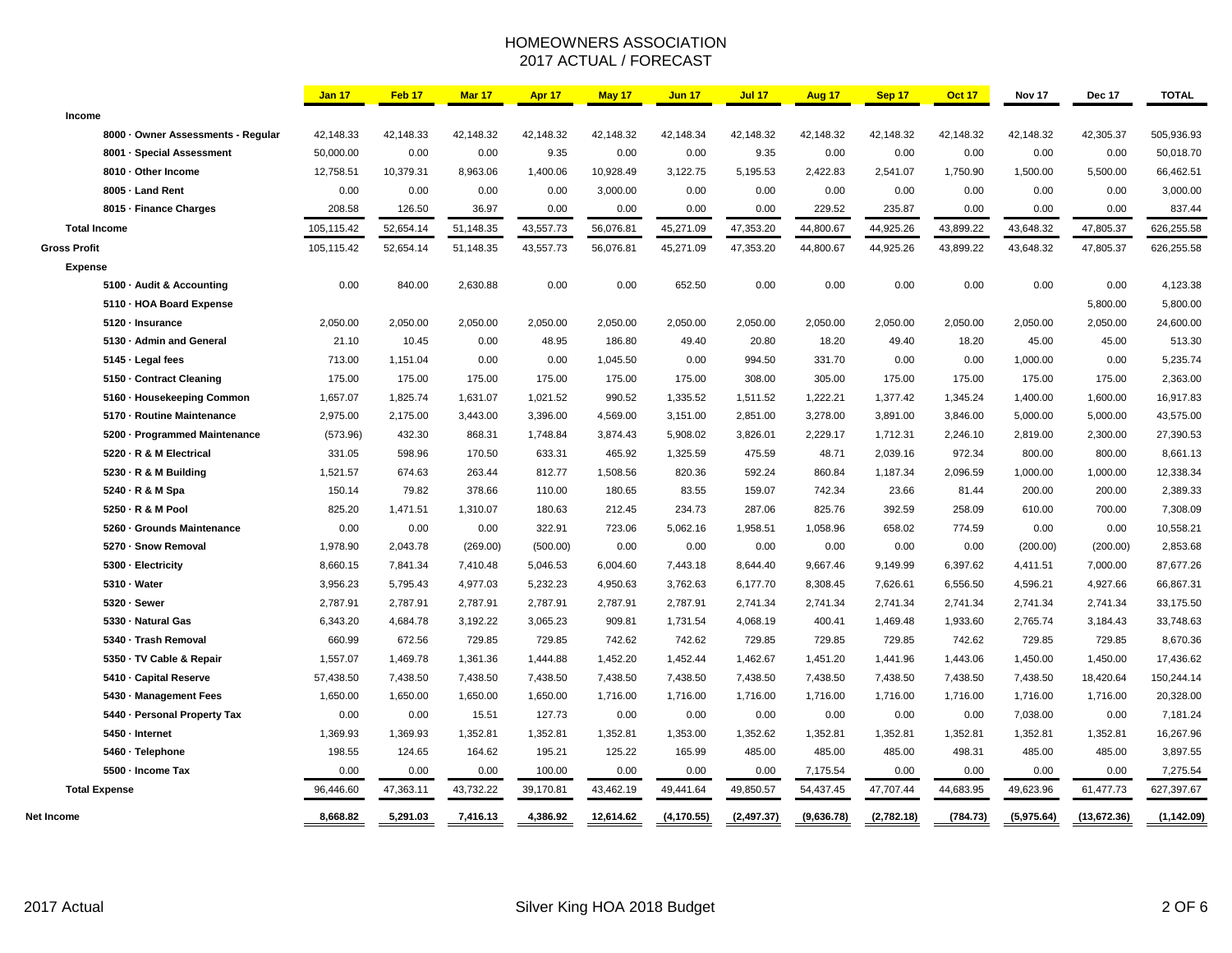# HOMEOWNERS ASSOCIATION
## 2017 ACTUAL / FORECAST

| | Jan 17 | Feb 17 | Mar 17 | Apr 17 | May 17 | Jun 17 | Jul 17 | Aug 17 | Sep 17 | Oct 17 | Nov 17 | Dec 17 | TOTAL |
|---|---|---|---|---|---|---|---|---|---|---|---|---|---|
| **Income** | | | | | | | | | | | | | |
| 8000 · Owner Assessments - Regular | 42,148.33 | 42,148.33 | 42,148.32 | 42,148.32 | 42,148.32 | 42,148.34 | 42,148.32 | 42,148.32 | 42,148.32 | 42,148.32 | 42,148.32 | 42,305.37 | 505,936.93 |
| 8001 · Special Assessment | 50,000.00 | 0.00 | 0.00 | 9.35 | 0.00 | 0.00 | 9.35 | 0.00 | 0.00 | 0.00 | 0.00 | 0.00 | 50,018.70 |
| 8010 · Other Income | 12,758.51 | 10,379.31 | 8,963.06 | 1,400.06 | 10,928.49 | 3,122.75 | 5,195.53 | 2,422.83 | 2,541.07 | 1,750.90 | 1,500.00 | 5,500.00 | 66,462.51 |
| 8005 · Land Rent | 0.00 | 0.00 | 0.00 | 0.00 | 3,000.00 | 0.00 | 0.00 | 0.00 | 0.00 | 0.00 | 0.00 | 0.00 | 3,000.00 |
| 8015 · Finance Charges | 208.58 | 126.50 | 36.97 | 0.00 | 0.00 | 0.00 | 0.00 | 229.52 | 235.87 | 0.00 | 0.00 | 0.00 | 837.44 |
| **Total Income** | 105,115.42 | 52,654.14 | 51,148.35 | 43,557.73 | 56,076.81 | 45,271.09 | 47,353.20 | 44,800.67 | 44,925.26 | 43,899.22 | 43,648.32 | 47,805.37 | 626,255.58 |
| **Gross Profit** | 105,115.42 | 52,654.14 | 51,148.35 | 43,557.73 | 56,076.81 | 45,271.09 | 47,353.20 | 44,800.67 | 44,925.26 | 43,899.22 | 43,648.32 | 47,805.37 | 626,255.58 |
| **Expense** | | | | | | | | | | | | | |
| 5100 · Audit & Accounting | 0.00 | 840.00 | 2,630.88 | 0.00 | 0.00 | 652.50 | 0.00 | 0.00 | 0.00 | 0.00 | 0.00 | 0.00 | 4,123.38 |
| 5110 · HOA Board Expense | | | | | | | | | | | | 5,800.00 | 5,800.00 |
| 5120 · Insurance | 2,050.00 | 2,050.00 | 2,050.00 | 2,050.00 | 2,050.00 | 2,050.00 | 2,050.00 | 2,050.00 | 2,050.00 | 2,050.00 | 2,050.00 | 2,050.00 | 24,600.00 |
| 5130 · Admin and General | 21.10 | 10.45 | 0.00 | 48.95 | 186.80 | 49.40 | 20.80 | 18.20 | 49.40 | 18.20 | 45.00 | 45.00 | 513.30 |
| 5145 · Legal fees | 713.00 | 1,151.04 | 0.00 | 0.00 | 1,045.50 | 0.00 | 994.50 | 331.70 | 0.00 | 0.00 | 1,000.00 | 0.00 | 5,235.74 |
| 5150 · Contract Cleaning | 175.00 | 175.00 | 175.00 | 175.00 | 175.00 | 175.00 | 308.00 | 305.00 | 175.00 | 175.00 | 175.00 | 175.00 | 2,363.00 |
| 5160 · Housekeeping Common | 1,657.07 | 1,825.74 | 1,631.07 | 1,021.52 | 990.52 | 1,335.52 | 1,511.52 | 1,222.21 | 1,377.42 | 1,345.24 | 1,400.00 | 1,600.00 | 16,917.83 |
| 5170 · Routine Maintenance | 2,975.00 | 2,175.00 | 3,443.00 | 3,396.00 | 4,569.00 | 3,151.00 | 2,851.00 | 3,278.00 | 3,891.00 | 3,846.00 | 5,000.00 | 5,000.00 | 43,575.00 |
| 5200 · Programmed Maintenance | (573.96) | 432.30 | 868.31 | 1,748.84 | 3,874.43 | 5,908.02 | 3,826.01 | 2,229.17 | 1,712.31 | 2,246.10 | 2,819.00 | 2,300.00 | 27,390.53 |
| 5220 · R & M Electrical | 331.05 | 598.96 | 170.50 | 633.31 | 465.92 | 1,325.59 | 475.59 | 48.71 | 2,039.16 | 972.34 | 800.00 | 800.00 | 8,661.13 |
| 5230 · R & M Building | 1,521.57 | 674.63 | 263.44 | 812.77 | 1,508.56 | 820.36 | 592.24 | 860.84 | 1,187.34 | 2,096.59 | 1,000.00 | 1,000.00 | 12,338.34 |
| 5240 · R & M Spa | 150.14 | 79.82 | 378.66 | 110.00 | 180.65 | 83.55 | 159.07 | 742.34 | 23.66 | 81.44 | 200.00 | 200.00 | 2,389.33 |
| 5250 · R & M Pool | 825.20 | 1,471.51 | 1,310.07 | 180.63 | 212.45 | 234.73 | 287.06 | 825.76 | 392.59 | 258.09 | 610.00 | 700.00 | 7,308.09 |
| 5260 · Grounds Maintenance | 0.00 | 0.00 | 0.00 | 322.91 | 723.06 | 5,062.16 | 1,958.51 | 1,058.96 | 658.02 | 774.59 | 0.00 | 0.00 | 10,558.21 |
| 5270 · Snow Removal | 1,978.90 | 2,043.78 | (269.00) | (500.00) | 0.00 | 0.00 | 0.00 | 0.00 | 0.00 | 0.00 | (200.00) | (200.00) | 2,853.68 |
| 5300 · Electricity | 8,660.15 | 7,841.34 | 7,410.48 | 5,046.53 | 6,004.60 | 7,443.18 | 8,644.40 | 9,667.46 | 9,149.99 | 6,397.62 | 4,411.51 | 7,000.00 | 87,677.26 |
| 5310 · Water | 3,956.23 | 5,795.43 | 4,977.03 | 5,232.23 | 4,950.63 | 3,762.63 | 6,177.70 | 8,308.45 | 7,626.61 | 6,556.50 | 4,596.21 | 4,927.66 | 66,867.31 |
| 5320 · Sewer | 2,787.91 | 2,787.91 | 2,787.91 | 2,787.91 | 2,787.91 | 2,787.91 | 2,741.34 | 2,741.34 | 2,741.34 | 2,741.34 | 2,741.34 | 2,741.34 | 33,175.50 |
| 5330 · Natural Gas | 6,343.20 | 4,684.78 | 3,192.22 | 3,065.23 | 909.81 | 1,731.54 | 4,068.19 | 400.41 | 1,469.48 | 1,933.60 | 2,765.74 | 3,184.43 | 33,748.63 |
| 5340 · Trash Removal | 660.99 | 672.56 | 729.85 | 729.85 | 742.62 | 742.62 | 729.85 | 729.85 | 729.85 | 742.62 | 729.85 | 729.85 | 8,670.36 |
| 5350 · TV Cable & Repair | 1,557.07 | 1,469.78 | 1,361.36 | 1,444.88 | 1,452.20 | 1,452.44 | 1,462.67 | 1,451.20 | 1,441.96 | 1,443.06 | 1,450.00 | 1,450.00 | 17,436.62 |
| 5410 · Capital Reserve | 57,438.50 | 7,438.50 | 7,438.50 | 7,438.50 | 7,438.50 | 7,438.50 | 7,438.50 | 7,438.50 | 7,438.50 | 7,438.50 | 7,438.50 | 18,420.64 | 150,244.14 |
| 5430 · Management Fees | 1,650.00 | 1,650.00 | 1,650.00 | 1,650.00 | 1,716.00 | 1,716.00 | 1,716.00 | 1,716.00 | 1,716.00 | 1,716.00 | 1,716.00 | 1,716.00 | 20,328.00 |
| 5440 · Personal Property Tax | 0.00 | 0.00 | 15.51 | 127.73 | 0.00 | 0.00 | 0.00 | 0.00 | 0.00 | 0.00 | 7,038.00 | 0.00 | 7,181.24 |
| 5450 · Internet | 1,369.93 | 1,369.93 | 1,352.81 | 1,352.81 | 1,352.81 | 1,353.00 | 1,352.62 | 1,352.81 | 1,352.81 | 1,352.81 | 1,352.81 | 1,352.81 | 16,267.96 |
| 5460 · Telephone | 198.55 | 124.65 | 164.62 | 195.21 | 125.22 | 165.99 | 485.00 | 485.00 | 485.00 | 498.31 | 485.00 | 485.00 | 3,897.55 |
| 5500 · Income Tax | 0.00 | 0.00 | 0.00 | 100.00 | 0.00 | 0.00 | 0.00 | 7,175.54 | 0.00 | 0.00 | 0.00 | 0.00 | 7,275.54 |
| **Total Expense** | 96,446.60 | 47,363.11 | 43,732.22 | 39,170.81 | 43,462.19 | 49,441.64 | 49,850.57 | 54,437.45 | 47,707.44 | 44,683.95 | 49,623.96 | 61,477.73 | 627,397.67 |
| **Net Income** | **8,668.82** | **5,291.03** | **7,416.13** | **4,386.92** | **12,614.62** | **(4,170.55)** | **(2,497.37)** | **(9,636.78)** | **(2,782.18)** | **(784.73)** | **(5,975.64)** | **(13,672.36)** | **(1,142.09)** |

2017 Actual

Silver King HOA 2018 Budget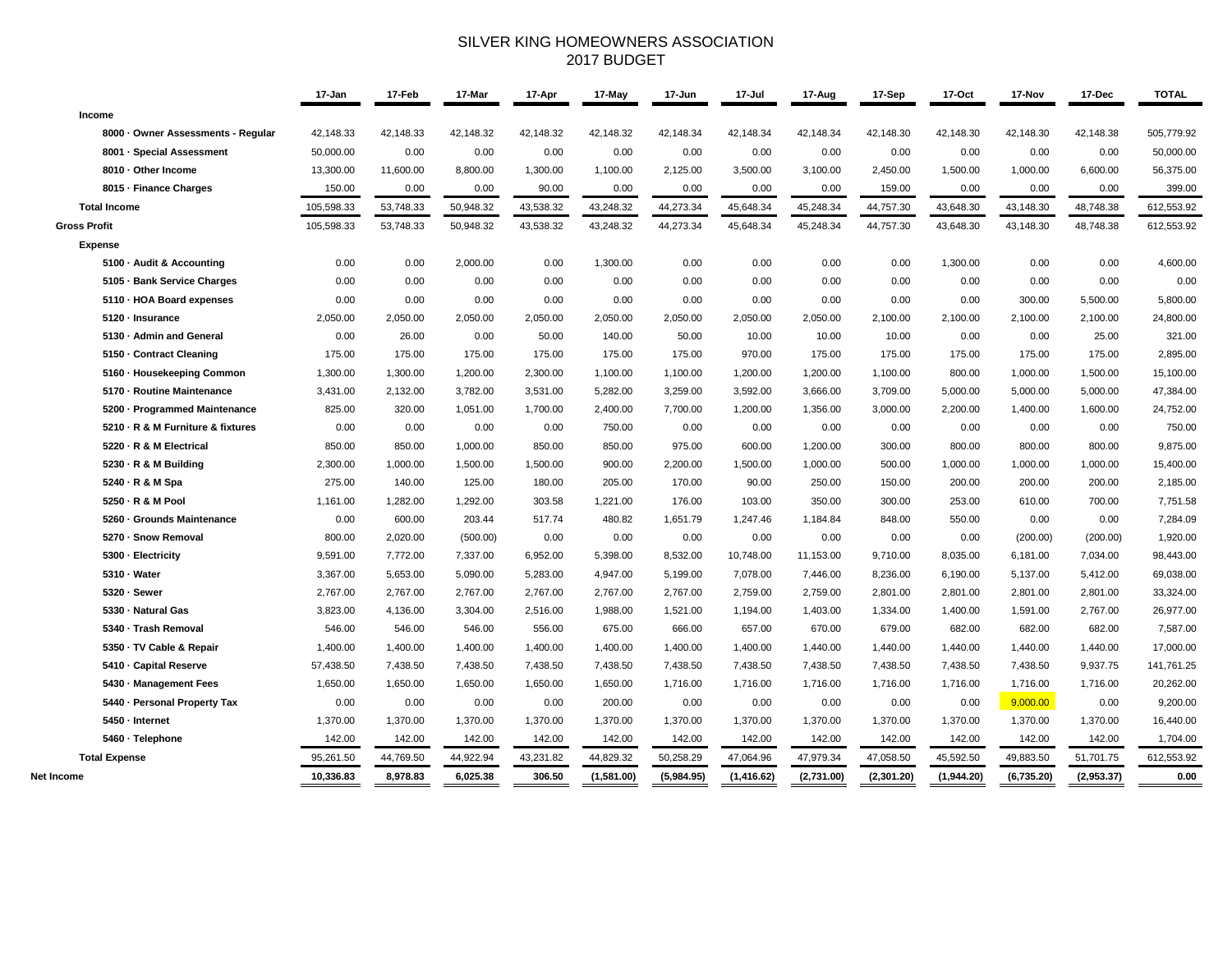# SILVER KING HOMEOWNERS ASSOCIATION
## 2017 BUDGET

| | 17-Jan | 17-Feb | 17-Mar | 17-Apr | 17-May | 17-Jun | 17-Jul | 17-Aug | 17-Sep | 17-Oct | 17-Nov | 17-Dec | TOTAL |
|---|---|---|---|---|---|---|---|---|---|---|---|---|---|
| **Income** | | | | | | | | | | | | | |
| **8000 · Owner Assessments - Regular** | 42,148.33 | 42,148.33 | 42,148.32 | 42,148.32 | 42,148.32 | 42,148.34 | 42,148.34 | 42,148.34 | 42,148.30 | 42,148.30 | 42,148.30 | 42,148.38 | 505,779.92 |
| **8001 · Special Assessment** | 50,000.00 | 0.00 | 0.00 | 0.00 | 0.00 | 0.00 | 0.00 | 0.00 | 0.00 | 0.00 | 0.00 | 0.00 | 50,000.00 |
| **8010 · Other Income** | 13,300.00 | 11,600.00 | 8,800.00 | 1,300.00 | 1,100.00 | 2,125.00 | 3,500.00 | 3,100.00 | 2,450.00 | 1,500.00 | 1,000.00 | 6,600.00 | 56,375.00 |
| **8015 · Finance Charges** | 150.00 | 0.00 | 0.00 | 90.00 | 0.00 | 0.00 | 0.00 | 0.00 | 159.00 | 0.00 | 0.00 | 0.00 | 399.00 |
| **Total Income** | 105,598.33 | 53,748.33 | 50,948.32 | 43,538.32 | 43,248.32 | 44,273.34 | 45,648.34 | 45,248.34 | 44,757.30 | 43,648.30 | 43,148.30 | 48,748.38 | 612,553.92 |
| **Gross Profit** | 105,598.33 | 53,748.33 | 50,948.32 | 43,538.32 | 43,248.32 | 44,273.34 | 45,648.34 | 45,248.34 | 44,757.30 | 43,648.30 | 43,148.30 | 48,748.38 | 612,553.92 |
| **Expense** | | | | | | | | | | | | | |
| **5100 · Audit & Accounting** | 0.00 | 0.00 | 2,000.00 | 0.00 | 1,300.00 | 0.00 | 0.00 | 0.00 | 0.00 | 1,300.00 | 0.00 | 0.00 | 4,600.00 |
| **5105 · Bank Service Charges** | 0.00 | 0.00 | 0.00 | 0.00 | 0.00 | 0.00 | 0.00 | 0.00 | 0.00 | 0.00 | 0.00 | 0.00 | 0.00 |
| **5110 · HOA Board expenses** | 0.00 | 0.00 | 0.00 | 0.00 | 0.00 | 0.00 | 0.00 | 0.00 | 0.00 | 0.00 | 300.00 | 5,500.00 | 5,800.00 |
| **5120 · Insurance** | 2,050.00 | 2,050.00 | 2,050.00 | 2,050.00 | 2,050.00 | 2,050.00 | 2,050.00 | 2,050.00 | 2,100.00 | 2,100.00 | 2,100.00 | 2,100.00 | 24,800.00 |
| **5130 · Admin and General** | 0.00 | 26.00 | 0.00 | 50.00 | 140.00 | 50.00 | 10.00 | 10.00 | 10.00 | 0.00 | 0.00 | 25.00 | 321.00 |
| **5150 · Contract Cleaning** | 175.00 | 175.00 | 175.00 | 175.00 | 175.00 | 175.00 | 970.00 | 175.00 | 175.00 | 175.00 | 175.00 | 175.00 | 2,895.00 |
| **5160 · Housekeeping Common** | 1,300.00 | 1,300.00 | 1,200.00 | 2,300.00 | 1,100.00 | 1,100.00 | 1,200.00 | 1,200.00 | 1,100.00 | 800.00 | 1,000.00 | 1,500.00 | 15,100.00 |
| **5170 · Routine Maintenance** | 3,431.00 | 2,132.00 | 3,782.00 | 3,531.00 | 5,282.00 | 3,259.00 | 3,592.00 | 3,666.00 | 3,709.00 | 5,000.00 | 5,000.00 | 5,000.00 | 47,384.00 |
| **5200 · Programmed Maintenance** | 825.00 | 320.00 | 1,051.00 | 1,700.00 | 2,400.00 | 7,700.00 | 1,200.00 | 1,356.00 | 3,000.00 | 2,200.00 | 1,400.00 | 1,600.00 | 24,752.00 |
| **5210 · R & M Furniture & fixtures** | 0.00 | 0.00 | 0.00 | 0.00 | 750.00 | 0.00 | 0.00 | 0.00 | 0.00 | 0.00 | 0.00 | 0.00 | 750.00 |
| **5220 · R & M Electrical** | 850.00 | 850.00 | 1,000.00 | 850.00 | 850.00 | 975.00 | 600.00 | 1,200.00 | 300.00 | 800.00 | 800.00 | 800.00 | 9,875.00 |
| **5230 · R & M Building** | 2,300.00 | 1,000.00 | 1,500.00 | 1,500.00 | 900.00 | 2,200.00 | 1,500.00 | 1,000.00 | 500.00 | 1,000.00 | 1,000.00 | 1,000.00 | 15,400.00 |
| **5240 · R & M Spa** | 275.00 | 140.00 | 125.00 | 180.00 | 205.00 | 170.00 | 90.00 | 250.00 | 150.00 | 200.00 | 200.00 | 200.00 | 2,185.00 |
| **5250 · R & M Pool** | 1,161.00 | 1,282.00 | 1,292.00 | 303.58 | 1,221.00 | 176.00 | 103.00 | 350.00 | 300.00 | 253.00 | 610.00 | 700.00 | 7,751.58 |
| **5260 · Grounds Maintenance** | 0.00 | 600.00 | 203.44 | 517.74 | 480.82 | 1,651.79 | 1,247.46 | 1,184.84 | 848.00 | 550.00 | 0.00 | 0.00 | 7,284.09 |
| **5270 · Snow Removal** | 800.00 | 2,020.00 | (500.00) | 0.00 | 0.00 | 0.00 | 0.00 | 0.00 | 0.00 | 0.00 | (200.00) | (200.00) | 1,920.00 |
| **5300 · Electricity** | 9,591.00 | 7,772.00 | 7,337.00 | 6,952.00 | 5,398.00 | 8,532.00 | 10,748.00 | 11,153.00 | 9,710.00 | 8,035.00 | 6,181.00 | 7,034.00 | 98,443.00 |
| **5310 · Water** | 3,367.00 | 5,653.00 | 5,090.00 | 5,283.00 | 4,947.00 | 5,199.00 | 7,078.00 | 7,446.00 | 8,236.00 | 6,190.00 | 5,137.00 | 5,412.00 | 69,038.00 |
| **5320 · Sewer** | 2,767.00 | 2,767.00 | 2,767.00 | 2,767.00 | 2,767.00 | 2,767.00 | 2,759.00 | 2,759.00 | 2,801.00 | 2,801.00 | 2,801.00 | 2,801.00 | 33,324.00 |
| **5330 · Natural Gas** | 3,823.00 | 4,136.00 | 3,304.00 | 2,516.00 | 1,988.00 | 1,521.00 | 1,194.00 | 1,403.00 | 1,334.00 | 1,400.00 | 1,591.00 | 2,767.00 | 26,977.00 |
| **5340 · Trash Removal** | 546.00 | 546.00 | 546.00 | 556.00 | 675.00 | 666.00 | 657.00 | 670.00 | 679.00 | 682.00 | 682.00 | 682.00 | 7,587.00 |
| **5350 · TV Cable & Repair** | 1,400.00 | 1,400.00 | 1,400.00 | 1,400.00 | 1,400.00 | 1,400.00 | 1,400.00 | 1,440.00 | 1,440.00 | 1,440.00 | 1,440.00 | 1,440.00 | 17,000.00 |
| **5410 · Capital Reserve** | 57,438.50 | 7,438.50 | 7,438.50 | 7,438.50 | 7,438.50 | 7,438.50 | 7,438.50 | 7,438.50 | 7,438.50 | 7,438.50 | 7,438.50 | 9,937.75 | 141,761.25 |
| **5430 · Management Fees** | 1,650.00 | 1,650.00 | 1,650.00 | 1,650.00 | 1,650.00 | 1,716.00 | 1,716.00 | 1,716.00 | 1,716.00 | 1,716.00 | 1,716.00 | 1,716.00 | 20,262.00 |
| **5440 · Personal Property Tax** | 0.00 | 0.00 | 0.00 | 0.00 | 200.00 | 0.00 | 0.00 | 0.00 | 0.00 | 0.00 | 9,000.00 | 0.00 | 9,200.00 |
| **5450 · Internet** | 1,370.00 | 1,370.00 | 1,370.00 | 1,370.00 | 1,370.00 | 1,370.00 | 1,370.00 | 1,370.00 | 1,370.00 | 1,370.00 | 1,370.00 | 1,370.00 | 16,440.00 |
| **5460 · Telephone** | 142.00 | 142.00 | 142.00 | 142.00 | 142.00 | 142.00 | 142.00 | 142.00 | 142.00 | 142.00 | 142.00 | 142.00 | 1,704.00 |
| **Total Expense** | 95,261.50 | 44,769.50 | 44,922.94 | 43,231.82 | 44,829.32 | 50,258.29 | 47,064.96 | 47,979.34 | 47,058.50 | 45,592.50 | 49,883.50 | 51,701.75 | 612,553.92 |
| **Net Income** | **10,336.83** | **8,978.83** | **6,025.38** | **306.50** | **(1,581.00)** | **(5,984.95)** | **(1,416.62)** | **(2,731.00)** | **(2,301.20)** | **(1,944.20)** | **(6,735.20)** | **(2,953.37)** | **0.00** |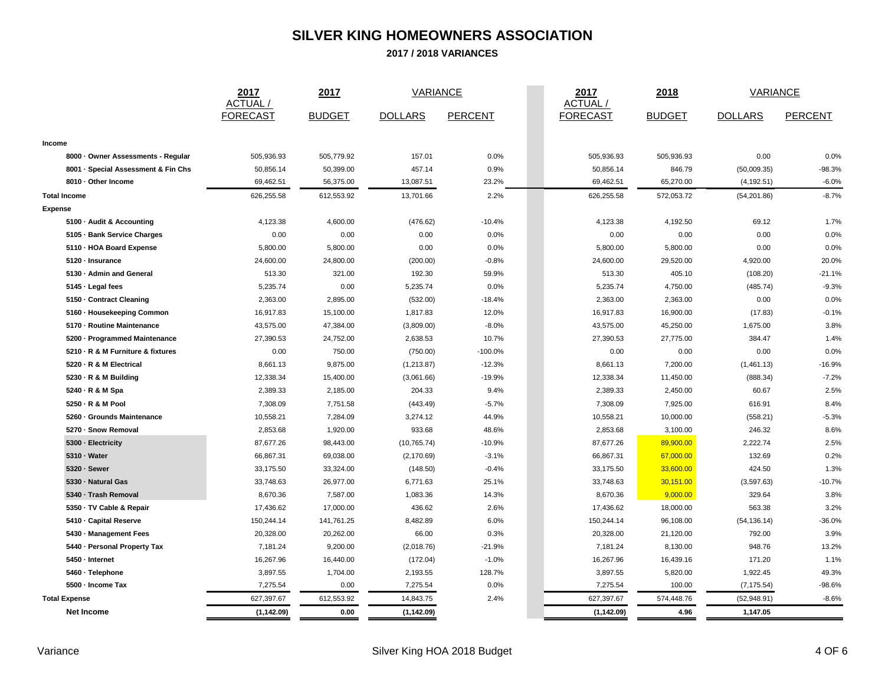# SILVER KING HOMEOWNERS ASSOCIATION

## 2017 / 2018 VARIANCES

| | 2017 ACTUAL / FORECAST | 2017 BUDGET | VARIANCE DOLLARS | VARIANCE PERCENT | 2017 ACTUAL / FORECAST | 2018 BUDGET | VARIANCE DOLLARS | VARIANCE PERCENT |
|---|---|---|---|---|---|---|---|---|
| **Income** | | | | | | | | |
| **8000 · Owner Assessments - Regular** | 505,936.93 | 505,779.92 | 157.01 | 0.0% | 505,936.93 | 505,936.93 | 0.00 | 0.0% |
| **8001 · Special Assessment & Fin Chs** | 50,856.14 | 50,399.00 | 457.14 | 0.9% | 50,856.14 | 846.79 | (50,009.35) | -98.3% |
| **8010 · Other Income** | 69,462.51 | 56,375.00 | 13,087.51 | 23.2% | 69,462.51 | 65,270.00 | (4,192.51) | -6.0% |
| **Total Income** | 626,255.58 | 612,553.92 | 13,701.66 | 2.2% | 626,255.58 | 572,053.72 | (54,201.86) | -8.7% |
| **Expense** | | | | | | | | |
| **5100 · Audit & Accounting** | 4,123.38 | 4,600.00 | (476.62) | -10.4% | 4,123.38 | 4,192.50 | 69.12 | 1.7% |
| **5105 · Bank Service Charges** | 0.00 | 0.00 | 0.00 | 0.0% | 0.00 | 0.00 | 0.00 | 0.0% |
| **5110 · HOA Board Expense** | 5,800.00 | 5,800.00 | 0.00 | 0.0% | 5,800.00 | 5,800.00 | 0.00 | 0.0% |
| **5120 · Insurance** | 24,600.00 | 24,800.00 | (200.00) | -0.8% | 24,600.00 | 29,520.00 | 4,920.00 | 20.0% |
| **5130 · Admin and General** | 513.30 | 321.00 | 192.30 | 59.9% | 513.30 | 405.10 | (108.20) | -21.1% |
| **5145 · Legal fees** | 5,235.74 | 0.00 | 5,235.74 | 0.0% | 5,235.74 | 4,750.00 | (485.74) | -9.3% |
| **5150 · Contract Cleaning** | 2,363.00 | 2,895.00 | (532.00) | -18.4% | 2,363.00 | 2,363.00 | 0.00 | 0.0% |
| **5160 · Housekeeping Common** | 16,917.83 | 15,100.00 | 1,817.83 | 12.0% | 16,917.83 | 16,900.00 | (17.83) | -0.1% |
| **5170 · Routine Maintenance** | 43,575.00 | 47,384.00 | (3,809.00) | -8.0% | 43,575.00 | 45,250.00 | 1,675.00 | 3.8% |
| **5200 · Programmed Maintenance** | 27,390.53 | 24,752.00 | 2,638.53 | 10.7% | 27,390.53 | 27,775.00 | 384.47 | 1.4% |
| **5210 · R & M Furniture & fixtures** | 0.00 | 750.00 | (750.00) | -100.0% | 0.00 | 0.00 | 0.00 | 0.0% |
| **5220 · R & M Electrical** | 8,661.13 | 9,875.00 | (1,213.87) | -12.3% | 8,661.13 | 7,200.00 | (1,461.13) | -16.9% |
| **5230 · R & M Building** | 12,338.34 | 15,400.00 | (3,061.66) | -19.9% | 12,338.34 | 11,450.00 | (888.34) | -7.2% |
| **5240 · R & M Spa** | 2,389.33 | 2,185.00 | 204.33 | 9.4% | 2,389.33 | 2,450.00 | 60.67 | 2.5% |
| **5250 · R & M Pool** | 7,308.09 | 7,751.58 | (443.49) | -5.7% | 7,308.09 | 7,925.00 | 616.91 | 8.4% |
| **5260 · Grounds Maintenance** | 10,558.21 | 7,284.09 | 3,274.12 | 44.9% | 10,558.21 | 10,000.00 | (558.21) | -5.3% |
| **5270 · Snow Removal** | 2,853.68 | 1,920.00 | 933.68 | 48.6% | 2,853.68 | 3,100.00 | 246.32 | 8.6% |
| **5300 · Electricity** | 87,677.26 | 98,443.00 | (10,765.74) | -10.9% | 87,677.26 | 89,900.00 | 2,222.74 | 2.5% |
| **5310 · Water** | 66,867.31 | 69,038.00 | (2,170.69) | -3.1% | 66,867.31 | 67,000.00 | 132.69 | 0.2% |
| **5320 · Sewer** | 33,175.50 | 33,324.00 | (148.50) | -0.4% | 33,175.50 | 33,600.00 | 424.50 | 1.3% |
| **5330 · Natural Gas** | 33,748.63 | 26,977.00 | 6,771.63 | 25.1% | 33,748.63 | 30,151.00 | (3,597.63) | -10.7% |
| **5340 · Trash Removal** | 8,670.36 | 7,587.00 | 1,083.36 | 14.3% | 8,670.36 | 9,000.00 | 329.64 | 3.8% |
| **5350 · TV Cable & Repair** | 17,436.62 | 17,000.00 | 436.62 | 2.6% | 17,436.62 | 18,000.00 | 563.38 | 3.2% |
| **5410 · Capital Reserve** | 150,244.14 | 141,761.25 | 8,482.89 | 6.0% | 150,244.14 | 96,108.00 | (54,136.14) | -36.0% |
| **5430 · Management Fees** | 20,328.00 | 20,262.00 | 66.00 | 0.3% | 20,328.00 | 21,120.00 | 792.00 | 3.9% |
| **5440 · Personal Property Tax** | 7,181.24 | 9,200.00 | (2,018.76) | -21.9% | 7,181.24 | 8,130.00 | 948.76 | 13.2% |
| **5450 · Internet** | 16,267.96 | 16,440.00 | (172.04) | -1.0% | 16,267.96 | 16,439.16 | 171.20 | 1.1% |
| **5460 · Telephone** | 3,897.55 | 1,704.00 | 2,193.55 | 128.7% | 3,897.55 | 5,820.00 | 1,922.45 | 49.3% |
| **5500 · Income Tax** | 7,275.54 | 0.00 | 7,275.54 | 0.0% | 7,275.54 | 100.00 | (7,175.54) | -98.6% |
| **Total Expense** | 627,397.67 | 612,553.92 | 14,843.75 | 2.4% | 627,397.67 | 574,448.76 | (52,948.91) | -8.6% |
| **Net Income** | **(1,142.09)** | **0.00** | **(1,142.09)** | | **(1,142.09)** | **4.96** | **1,147.05** | |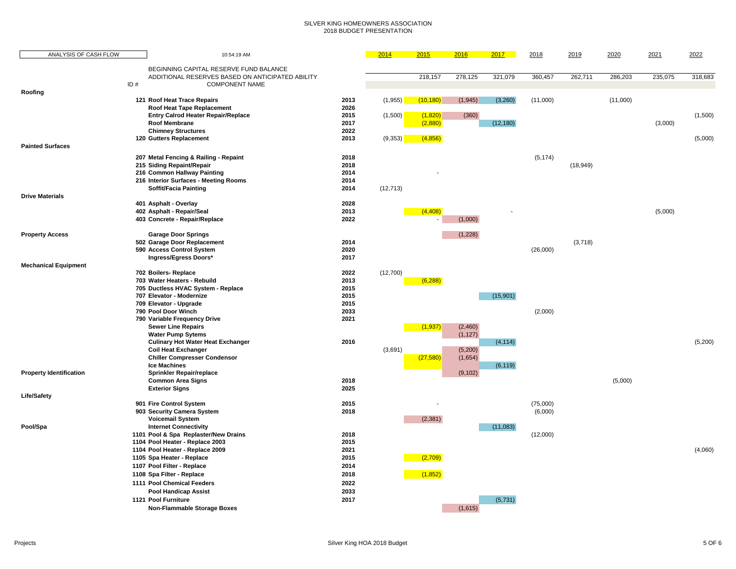SILVER KING HOMEOWNERS ASSOCIATION
2018 BUDGET PRESENTATION

| ANALYSIS OF CASH FLOW | 10:54:19 AM | | 2014 | 2015 | 2016 | 2017 | 2018 | 2019 | 2020 | 2021 | 2022 |
|---|---|---|---|---|---|---|---|---|---|---|---|
| | BEGINNING CAPITAL RESERVE FUND BALANCE | | | | | | | | | | |
| | ADDITIONAL RESERVES BASED ON ANTICIPATED ABILITY | | | 218,157 | 278,125 | 321,079 | 360,457 | 262,711 | 286,203 | 235,075 | 318,683 |
| ID # | COMPONENT NAME | | | | | | | | | | |
| **Roofing** | | | | | | | | | | | |
| | **121 Roof Heat Trace Repairs** | 2013 | (1,955) | (10,180) | (1,945) | (3,260) | (11,000) | | (11,000) | | |
| | **Roof Heat Tape Replacement** | 2026 | | | | | | | | | |
| | **Entry Calrod Heater Repair/Replace** | 2015 | (1,500) | (1,820) | (360) | | | | | | (1,500) |
| | **Roof Membrane** | 2017 | | (2,880) | | (12,180) | | | | (3,000) | |
| | **Chimney Structures** | 2022 | | | | | | | | | |
| | **120 Gutters Replacement** | 2013 | (9,353) | (4,856) | | | | | | | (5,000) |
| **Painted Surfaces** | | | | | | | | | | | |
| | **207 Metal Fencing & Railing - Repaint** | 2018 | | | | | (5,174) | | | | |
| | **215 Siding Repaint/Repair** | 2018 | | | | | | (18,949) | | | |
| | **216 Common Hallway Painting** | 2014 | | - | | | | | | | |
| | **216 Interior Surfaces - Meeting Rooms** | 2014 | | | | | | | | | |
| | **Soffit/Facia Painting** | 2014 | (12,713) | | | | | | | | |
| **Drive Materials** | | | | | | | | | | | |
| | **401 Asphalt - Overlay** | 2028 | | | | | | | | | |
| | **402 Asphalt - Repair/Seal** | 2013 | | (4,408) | | - | | | | (5,000) | |
| | **403 Concrete - Repair/Replace** | 2022 | | - | (1,000) | | | | | | |
| **Property Access** | **Garage Door Springs** | | | | (1,228) | | | | | | |
| | **502 Garage Door Replacement** | 2014 | | | | | | (3,718) | | | |
| | **590 Access Control System** | 2020 | | | | | (26,000) | | | | |
| | **Ingress/Egress Doors*** | 2017 | | | | | | | | | |
| **Mechanical Equipment** | | | | | | | | | | | |
| | **702 Boilers- Replace** | 2022 | (12,700) | | | | | | | | |
| | **703 Water Heaters - Rebuild** | 2013 | | (6,288) | | | | | | | |
| | **705 Ductless HVAC System - Replace** | 2015 | | | | | | | | | |
| | **707 Elevator - Modernize** | 2015 | | | | (15,901) | | | | | |
| | **709 Elevator - Upgrade** | 2015 | | | | | | | | | |
| | **790 Pool Door Winch** | 2033 | | | | | (2,000) | | | | |
| | **790 Variable Frequency Drive** | 2021 | | | | | | | | | |
| | **Sewer Line Repairs** | | | (1,937) | (2,460) | | | | | | |
| | **Water Pump Sytems** | | | | (1,127) | | | | | | |
| | **Culinary Hot Water Heat Exchanger** | 2016 | | | | (4,114) | | | | | (5,200) |
| | **Coil Heat Exchanger** | | (3,691) | | (5,200) | | | | | | |
| | **Chiller Compresser Condensor** | | | (27,580) | (1,654) | | | | | | |
| | **Ice Machines** | | | | | (6,119) | | | | | |
| **Property Identification** | **Sprinkler Repair/replace** | | | | (9,102) | | | | | | |
| | **Common Area Signs** | 2018 | | | | | | | (5,000) | | |
| | **Exterior Signs** | 2025 | | | | | | | | | |
| **Life/Safety** | | | | | | | | | | | |
| | **901 Fire Control System** | 2015 | | - | | | (75,000) | | | | |
| | **903 Security Camera System** | 2018 | | | | | (6,000) | | | | |
| | **Voicemail System** | | | (2,381) | | | | | | | |
| **Pool/Spa** | **Internet Connectivity** | | | | | (11,083) | | | | | |
| | **1101 Pool & Spa Replaster/New Drains** | 2018 | | | | | (12,000) | | | | |
| | **1104 Pool Heater - Replace 2003** | 2015 | | | | | | | | | |
| | **1104 Pool Heater - Replace 2009** | 2021 | | | | | | | | | (4,060) |
| | **1105 Spa Heater - Replace** | 2015 | | (2,709) | | | | | | | |
| | **1107 Pool Filter - Replace** | 2014 | | | | | | | | | |
| | **1108 Spa Filter - Replace** | 2018 | | (1,852) | | | | | | | |
| | **1111 Pool Chemical Feeders** | 2022 | | | | | | | | | |
| | **Pool Handicap Assist** | 2033 | | | | | | | | | |
| | **1121 Pool Furniture** | 2017 | | | | (5,731) | | | | | |
| | **Non-Flammable Storage Boxes** | | | | (1,615) | | | | | | |

Projects

Silver King HOA 2018 Budget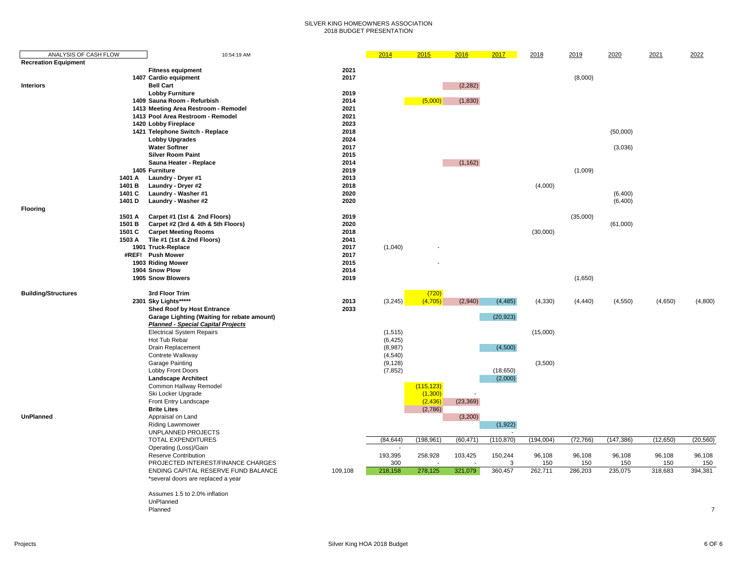SILVER KING HOMEOWNERS ASSOCIATION
2018 BUDGET PRESENTATION

| ANALYSIS OF CASH FLOW | | 10:54:19 AM | | 2014 | 2015 | 2016 | 2017 | 2018 | 2019 | 2020 | 2021 | 2022 |
|---|---|---|---|---|---|---|---|---|---|---|---|---|
| **Recreation Equipment** | | | | | | | | | | | | |
| | | **Fitness equipment** | 2021 | | | | | | | | | |
| | 1407 | **Cardio equipment** | 2017 | | | | | | (8,000) | | | |
| **Interiors** | | **Bell Cart** | | | | (2,282) | | | | | | |
| | | **Lobby Furniture** | 2019 | | | | | | | | | |
| | 1409 | **Sauna Room - Refurbish** | 2014 | | (5,000) | (1,830) | | | | | | |
| | 1413 | **Meeting Area Restroom - Remodel** | 2021 | | | | | | | | | |
| | 1413 | **Pool Area Restroom - Remodel** | 2021 | | | | | | | | | |
| | 1420 | **Lobby Fireplace** | 2023 | | | | | | | | | |
| | 1421 | **Telephone Switch - Replace** | 2018 | | | | | | | (50,000) | | |
| | | **Lobby Upgrades** | 2024 | | | | | | | | | |
| | | **Water Softner** | 2017 | | | | | | | (3,036) | | |
| | | **Silver Room Paint** | 2015 | | | | | | | | | |
| | | **Sauna Heater - Replace** | 2014 | | | (1,162) | | | | | | |
| | 1405 | **Furniture** | 2019 | | | | | | (1,009) | | | |
| | 1401 A | **Laundry - Dryer #1** | 2013 | | | | | | | | | |
| | 1401 B | **Laundry - Dryer #2** | 2018 | | | | | (4,000) | | | | |
| | 1401 C | **Laundry - Washer #1** | 2020 | | | | | | | (6,400) | | |
| | 1401 D | **Laundry - Washer #2** | 2020 | | | | | | | (6,400) | | |
| **Flooring** | | | | | | | | | | | | |
| | 1501 A | **Carpet #1 (1st & 2nd Floors)** | 2019 | | | | | | (35,000) | | | |
| | 1501 B | **Carpet #2 (3rd & 4th & 5th Floors)** | 2020 | | | | | | | (61,000) | | |
| | 1501 C | **Carpet Meeting Rooms** | 2018 | | | | | (30,000) | | | | |
| | 1503 A | **Tile #1 (1st & 2nd Floors)** | 2041 | | | | | | | | | |
| | 1901 | **Truck-Replace** | 2017 | (1,040) | - | | | | | | | |
| | #REF! | **Push Mower** | 2017 | | | | | | | | | |
| | 1903 | **Riding Mower** | 2015 | | - | | | | | | | |
| | 1904 | **Snow Plow** | 2014 | | | | | | | | | |
| | 1905 | **Snow Blowers** | 2019 | | | | | | (1,650) | | | |
| **Building/Structures** | | **3rd Floor Trim** | | | (720) | | | | | | | |
| | 2301 | **Sky Lights*****\*** | 2013 | (3,245) | (4,705) | (2,940) | (4,485) | (4,330) | (4,440) | (4,550) | (4,650) | (4,800) |
| | | **Shed Roof by Host Entrance** | 2033 | | | | | | | | | |
| | | **Garage Lighting (Waiting for rebate amount)** | | | | | (20,923) | | | | | |
| | | ***Planned - Special Capital Projects*** | | | | | | | | | | |
| | | Electrical System Repairs | | (1,515) | | | | (15,000) | | | | |
| | | Hot Tub Rebar | | (6,425) | | | | | | | | |
| | | Drain Replacement | | (8,987) | | | (4,500) | | | | | |
| | | Contrete Walkway | | (4,540) | | | | | | | | |
| | | Garage Painting | | (9,128) | | | | (3,500) | | | | |
| | | Lobby Front Doors | | (7,852) | | | (18,650) | | | | | |
| | | **Landscape Architect** | | | | | (2,000) | | | | | |
| | | Common Hallway Remodel | | | (115,123) | | | | | | | |
| | | Ski Locker Upgrade | | | (1,300) | - | | | | | | |
| | | Front Entry Landscape | | | (2,436) | (23,369) | | | | | | |
| | | **Brite Lites** | | | (2,786) | | | | | | | |
| **UnPlanned** | | Appraisal on Land | | | | (3,200) | | | | | | |
| | | Riding Lawnmower | | | | | (1,922) | | | | | |
| | | UNPLANNED PROJECTS | | | | | - | | | | | |
| | | TOTAL EXPENDITURES | | (84,644) | (198,961) | (60,471) | (110,870) | (194,004) | (72,766) | (147,386) | (12,650) | (20,560) |
| | | Operating (Loss)/Gain | | - | | | | | | | | |
| | | Reserve Contribution | | 193,395 | 258,928 | 103,425 | 150,244 | 96,108 | 96,108 | 96,108 | 96,108 | 96,108 |
| | | PROJECTED INTEREST/FINANCE CHARGES | | 300 | - | - | 3 | 150 | 150 | 150 | 150 | 150 |
| | | ENDING CAPITAL RESERVE FUND BALANCE | 109,108 | 218,158 | 278,125 | 321,079 | 360,457 | 262,711 | 286,203 | 235,075 | 318,683 | 394,381 |

*several doors are replaced a year

Assumes 1.5 to 2.0% inflation
UnPlanned
Planned

7

Projects

Silver King HOA 2018 Budget